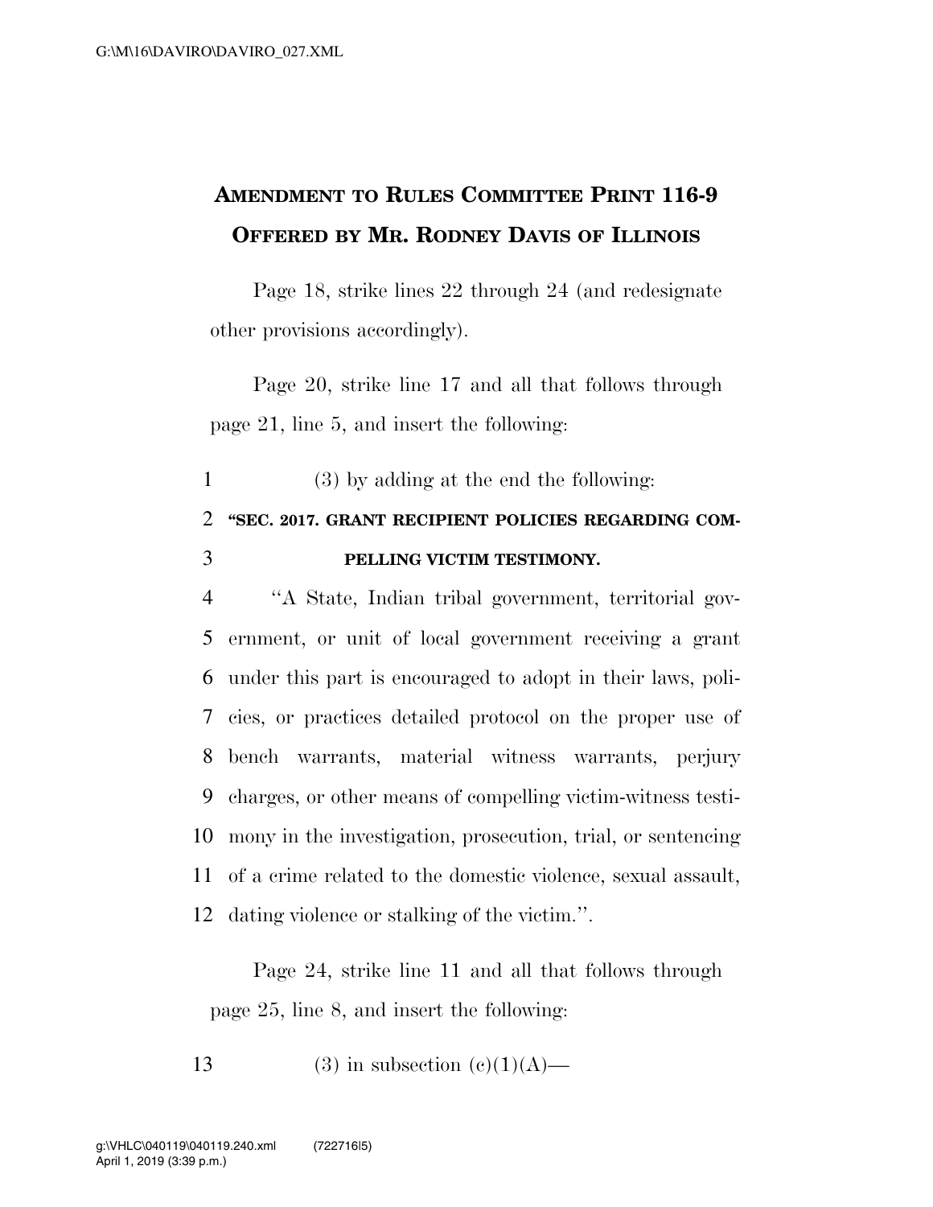## AMENDMENT TO RULES COMMITTEE PRINT 116-9 OFFERED BY MR. RODNEY DAVIS OF ILLINOIS

Page 18, strike lines 22 through 24 (and redesignate other provisions accordingly).

Page 20, strike line 17 and all that follows through page 21, line 5, and insert the following:

1 (3) by adding at the end the following:

2 **"SEC. 2017. GRANT RECIPIENT POLICIES REGARDING COM-**
3 **PELLING VICTIM TESTIMONY.**

4 "A State, Indian tribal government, territorial gov-
5 ernment, or unit of local government receiving a grant
6 under this part is encouraged to adopt in their laws, poli-
7 cies, or practices detailed protocol on the proper use of
8 bench warrants, material witness warrants, perjury
9 charges, or other means of compelling victim-witness testi-
10 mony in the investigation, prosecution, trial, or sentencing
11 of a crime related to the domestic violence, sexual assault,
12 dating violence or stalking of the victim.".

Page 24, strike line 11 and all that follows through page 25, line 8, and insert the following:

13 (3) in subsection (c)(1)(A)—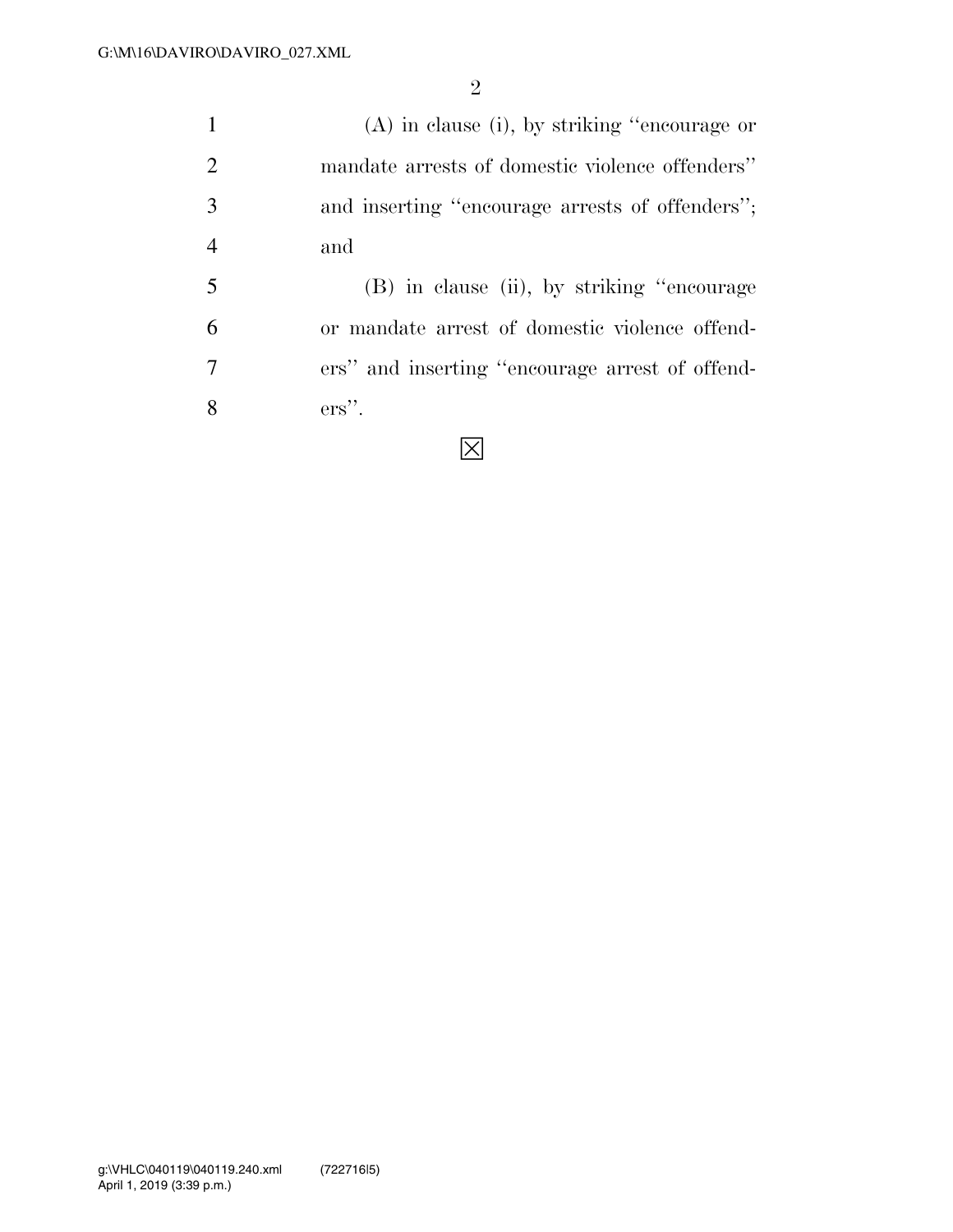(A) in clause (i), by striking "encourage or mandate arrests of domestic violence offenders" and inserting "encourage arrests of offenders"; and

(B) in clause (ii), by striking "encourage or mandate arrest of domestic violence offenders" and inserting "encourage arrest of offenders".